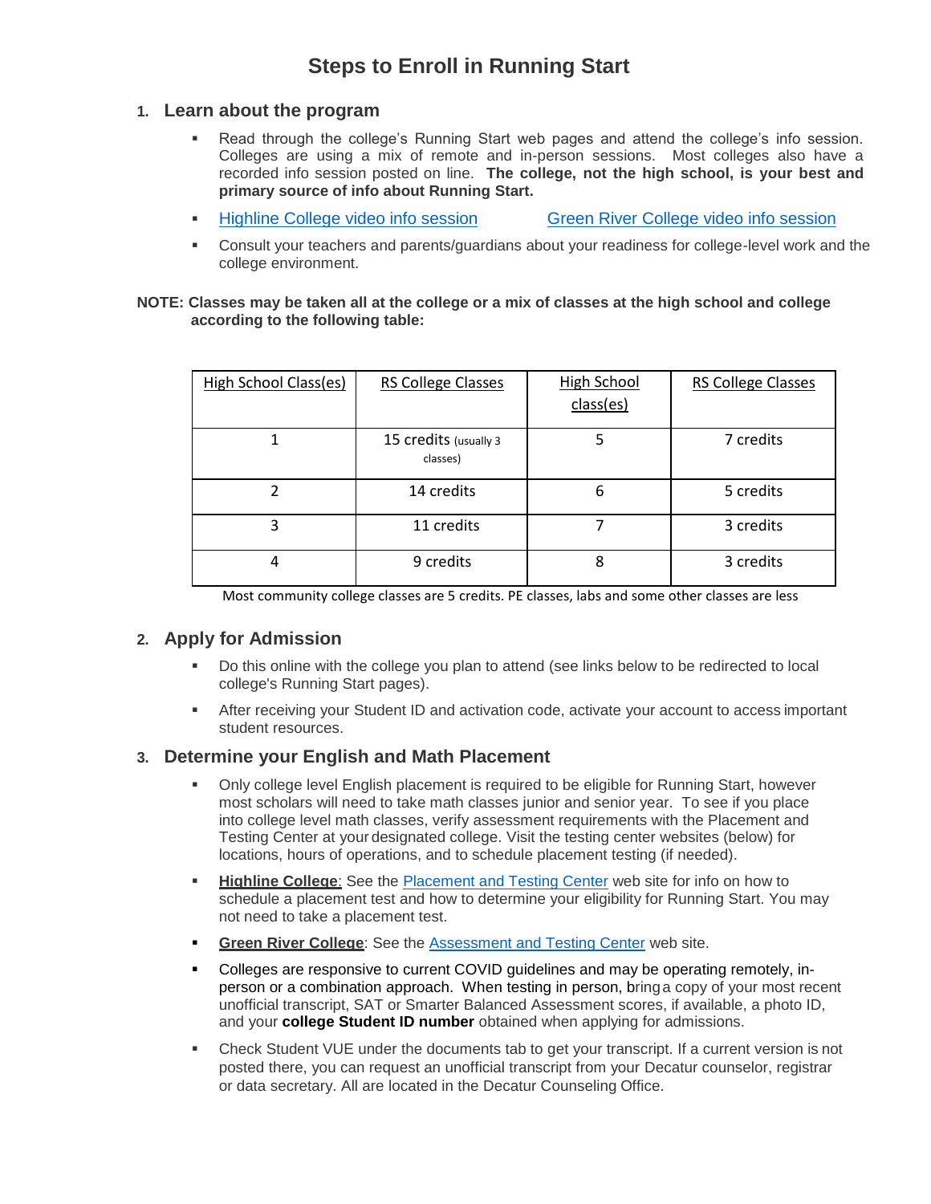# Steps to Enroll in Running Start

## 1. Learn about the program

- Read through the college's Running Start web pages and attend the college's info session. Colleges are using a mix of remote and in-person sessions. Most colleges also have a recorded info session posted on line. **The college, not the high school, is your best and primary source of info about Running Start.**
- Highline College video info session    Green River College video info session
- Consult your teachers and parents/guardians about your readiness for college-level work and the college environment.

**NOTE: Classes may be taken all at the college or a mix of classes at the high school and college according to the following table:**

| High School Class(es) | RS College Classes | High School class(es) | RS College Classes |
|---|---|---|---|
| 1 | 15 credits (usually 3 classes) | 5 | 7 credits |
| 2 | 14 credits | 6 | 5 credits |
| 3 | 11 credits | 7 | 3 credits |
| 4 | 9 credits | 8 | 3 credits |

Most community college classes are 5 credits. PE classes, labs and some other classes are less

## 2. Apply for Admission

- Do this online with the college you plan to attend (see links below to be redirected to local college's Running Start pages).
- After receiving your Student ID and activation code, activate your account to access important student resources.

## 3. Determine your English and Math Placement

- Only college level English placement is required to be eligible for Running Start, however most scholars will need to take math classes junior and senior year. To see if you place into college level math classes, verify assessment requirements with the Placement and Testing Center at your designated college. Visit the testing center websites (below) for locations, hours of operations, and to schedule placement testing (if needed).
- **Highline College**: See the Placement and Testing Center web site for info on how to schedule a placement test and how to determine your eligibility for Running Start. You may not need to take a placement test.
- **Green River College**: See the Assessment and Testing Center web site.
- Colleges are responsive to current COVID guidelines and may be operating remotely, in-person or a combination approach. When testing in person, bring a copy of your most recent unofficial transcript, SAT or Smarter Balanced Assessment scores, if available, a photo ID, and your **college Student ID number** obtained when applying for admissions.
- Check Student VUE under the documents tab to get your transcript. If a current version is not posted there, you can request an unofficial transcript from your Decatur counselor, registrar or data secretary. All are located in the Decatur Counseling Office.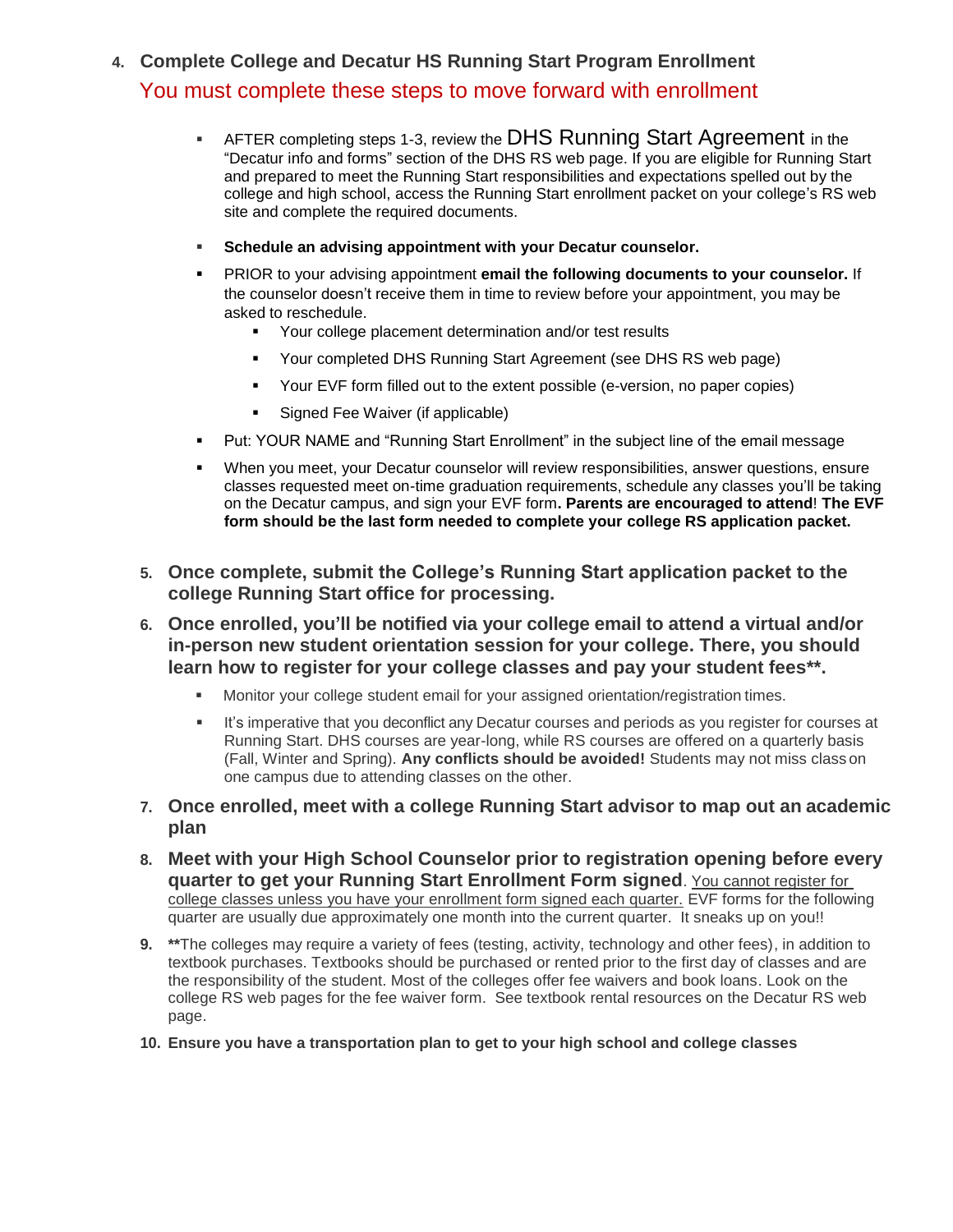4. **Complete College and Decatur HS Running Start Program Enrollment**

You must complete these steps to move forward with enrollment

- AFTER completing steps 1-3, review the DHS Running Start Agreement in the "Decatur info and forms" section of the DHS RS web page. If you are eligible for Running Start and prepared to meet the Running Start responsibilities and expectations spelled out by the college and high school, access the Running Start enrollment packet on your college's RS web site and complete the required documents.
- **Schedule an advising appointment with your Decatur counselor.**
- PRIOR to your advising appointment **email the following documents to your counselor.** If the counselor doesn't receive them in time to review before your appointment, you may be asked to reschedule.
  - Your college placement determination and/or test results
  - Your completed DHS Running Start Agreement (see DHS RS web page)
  - Your EVF form filled out to the extent possible (e-version, no paper copies)
  - Signed Fee Waiver (if applicable)
- Put: YOUR NAME and "Running Start Enrollment" in the subject line of the email message
- When you meet, your Decatur counselor will review responsibilities, answer questions, ensure classes requested meet on-time graduation requirements, schedule any classes you'll be taking on the Decatur campus, and sign your EVF form**. Parents are encouraged to attend**! **The EVF form should be the last form needed to complete your college RS application packet.**

5. **Once complete, submit the College's Running Start application packet to the college Running Start office for processing.**

6. **Once enrolled, you'll be notified via your college email to attend a virtual and/or in-person new student orientation session for your college. There, you should learn how to register for your college classes and pay your student fees\*\*.**
   - Monitor your college student email for your assigned orientation/registration times.
   - It's imperative that you deconflict any Decatur courses and periods as you register for courses at Running Start. DHS courses are year-long, while RS courses are offered on a quarterly basis (Fall, Winter and Spring). **Any conflicts should be avoided!** Students may not miss class on one campus due to attending classes on the other.

7. **Once enrolled, meet with a college Running Start advisor to map out an academic plan**

8. **Meet with your High School Counselor prior to registration opening before every quarter to get your Running Start Enrollment Form signed**. <u>You cannot register for college classes unless you have your enrollment form signed each quarter.</u> EVF forms for the following quarter are usually due approximately one month into the current quarter. It sneaks up on you!!

9. **\*\***The colleges may require a variety of fees (testing, activity, technology and other fees), in addition to textbook purchases. Textbooks should be purchased or rented prior to the first day of classes and are the responsibility of the student. Most of the colleges offer fee waivers and book loans. Look on the college RS web pages for the fee waiver form. See textbook rental resources on the Decatur RS web page.

10. **Ensure you have a transportation plan to get to your high school and college classes**